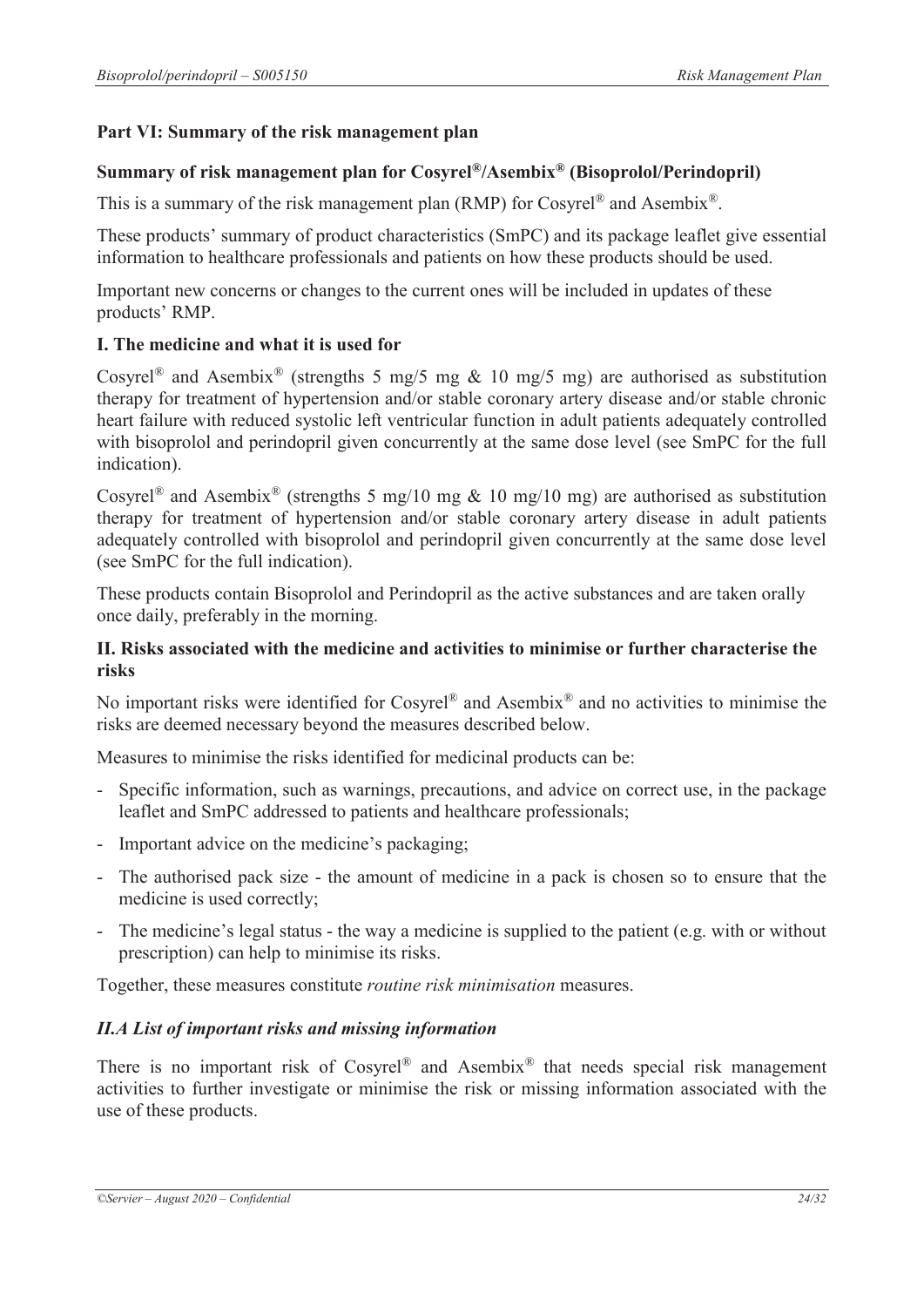## Part VI: Summary of the risk management plan

### Summary of risk management plan for Cosyrel®/Asembix® (Bisoprolol/Perindopril)

This is a summary of the risk management plan (RMP) for Cosyrel® and Asembix®.

These products' summary of product characteristics (SmPC) and its package leaflet give essential information to healthcare professionals and patients on how these products should be used.

Important new concerns or changes to the current ones will be included in updates of these products' RMP.

### I. The medicine and what it is used for

Cosyrel® and Asembix® (strengths 5 mg/5 mg & 10 mg/5 mg) are authorised as substitution therapy for treatment of hypertension and/or stable coronary artery disease and/or stable chronic heart failure with reduced systolic left ventricular function in adult patients adequately controlled with bisoprolol and perindopril given concurrently at the same dose level (see SmPC for the full indication).

Cosyrel® and Asembix® (strengths 5 mg/10 mg & 10 mg/10 mg) are authorised as substitution therapy for treatment of hypertension and/or stable coronary artery disease in adult patients adequately controlled with bisoprolol and perindopril given concurrently at the same dose level (see SmPC for the full indication).

These products contain Bisoprolol and Perindopril as the active substances and are taken orally once daily, preferably in the morning.

### II. Risks associated with the medicine and activities to minimise or further characterise the risks

No important risks were identified for Cosyrel® and Asembix® and no activities to minimise the risks are deemed necessary beyond the measures described below.

Measures to minimise the risks identified for medicinal products can be:

- Specific information, such as warnings, precautions, and advice on correct use, in the package leaflet and SmPC addressed to patients and healthcare professionals;
- Important advice on the medicine's packaging;
- The authorised pack size - the amount of medicine in a pack is chosen so to ensure that the medicine is used correctly;
- The medicine's legal status - the way a medicine is supplied to the patient (e.g. with or without prescription) can help to minimise its risks.

Together, these measures constitute *routine risk minimisation* measures.

#### *II.A List of important risks and missing information*

There is no important risk of Cosyrel® and Asembix® that needs special risk management activities to further investigate or minimise the risk or missing information associated with the use of these products.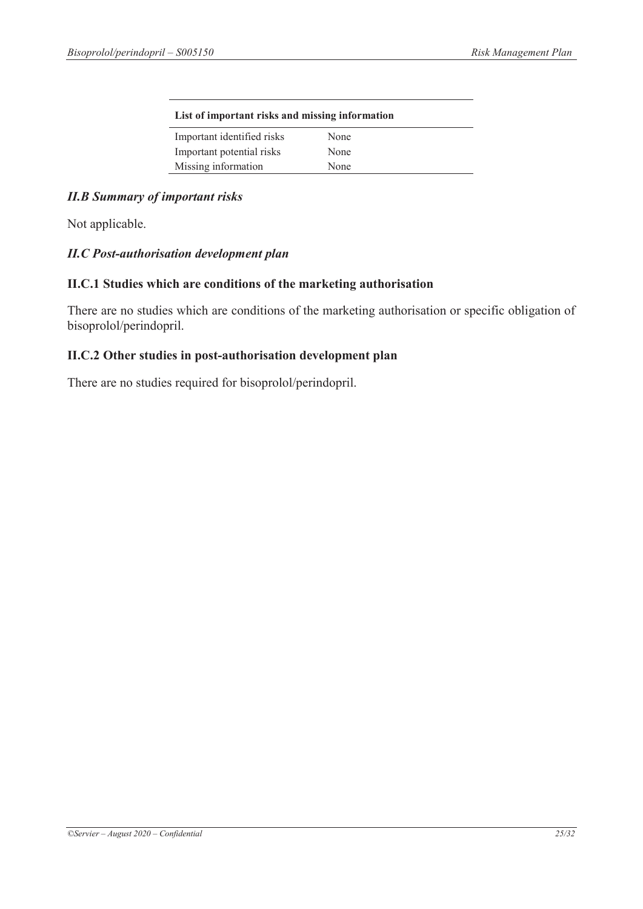| List of important risks and missing information | |
|---|---|
| Important identified risks | None |
| Important potential risks | None |
| Missing information | None |

### *II.B Summary of important risks*

Not applicable.

### *II.C Post-authorisation development plan*

#### II.C.1 Studies which are conditions of the marketing authorisation

There are no studies which are conditions of the marketing authorisation or specific obligation of bisoprolol/perindopril.

#### II.C.2 Other studies in post-authorisation development plan

There are no studies required for bisoprolol/perindopril.